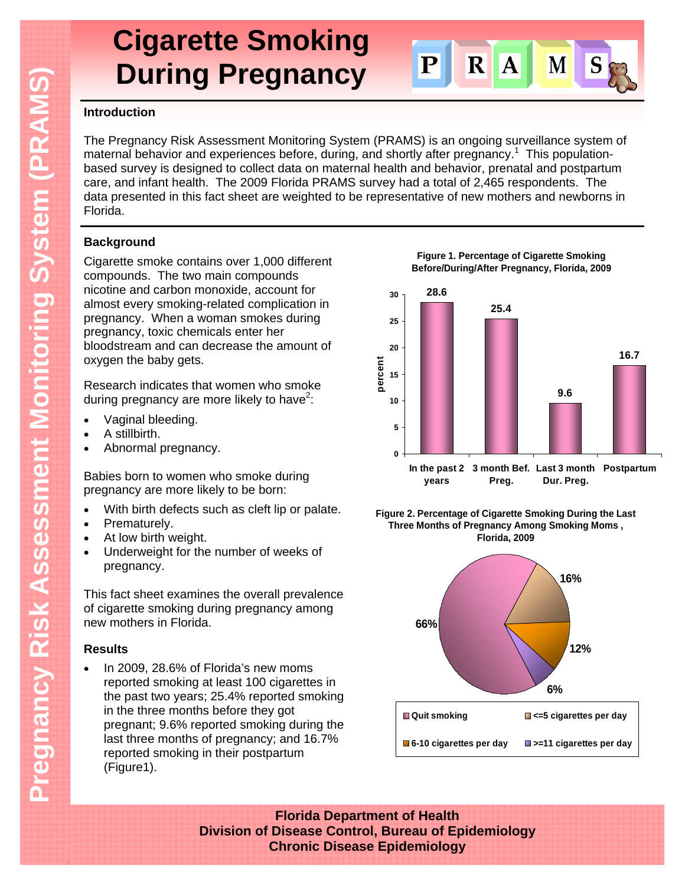# Cigarette Smoking During Pregnancy

## Introduction

The Pregnancy Risk Assessment Monitoring System (PRAMS) is an ongoing surveillance system of maternal behavior and experiences before, during, and shortly after pregnancy.[1] This population-based survey is designed to collect data on maternal health and behavior, prenatal and postpartum care, and infant health. The 2009 Florida PRAMS survey had a total of 2,465 respondents. The data presented in this fact sheet are weighted to be representative of new mothers and newborns in Florida.

## Background

Cigarette smoke contains over 1,000 different compounds. The two main compounds nicotine and carbon monoxide, account for almost every smoking-related complication in pregnancy. When a woman smokes during pregnancy, toxic chemicals enter her bloodstream and can decrease the amount of oxygen the baby gets.

Research indicates that women who smoke during pregnancy are more likely to have[2]:

- Vaginal bleeding.
- A stillbirth.
- Abnormal pregnancy.

Babies born to women who smoke during pregnancy are more likely to be born:

- With birth defects such as cleft lip or palate.
- Prematurely.
- At low birth weight.
- Underweight for the number of weeks of pregnancy.

This fact sheet examines the overall prevalence of cigarette smoking during pregnancy among new mothers in Florida.

## Results

- In 2009, 28.6% of Florida's new moms reported smoking at least 100 cigarettes in the past two years; 25.4% reported smoking in the three months before they got pregnant; 9.6% reported smoking during the last three months of pregnancy; and 16.7% reported smoking in their postpartum (Figure1).

**Figure 1. Percentage of Cigarette Smoking Before/During/After Pregnancy, Florida, 2009**

| | In the past 2 years | 3 month Bef. Preg. | Last 3 month Dur. Preg. | Postpartum |
|---|---|---|---|---|
| percent | 28.6 | 25.4 | 9.6 | 16.7 |

**Figure 2. Percentage of Cigarette Smoking During the Last Three Months of Pregnancy Among Smoking Moms, Florida, 2009**

| Category | Percent |
|---|---|
| Quit smoking | 66% |
| <=5 cigarettes per day | 16% |
| 6-10 cigarettes per day | 12% |
| >=11 cigarettes per day | 6% |

**Florida Department of Health**
**Division of Disease Control, Bureau of Epidemiology**
**Chronic Disease Epidemiology**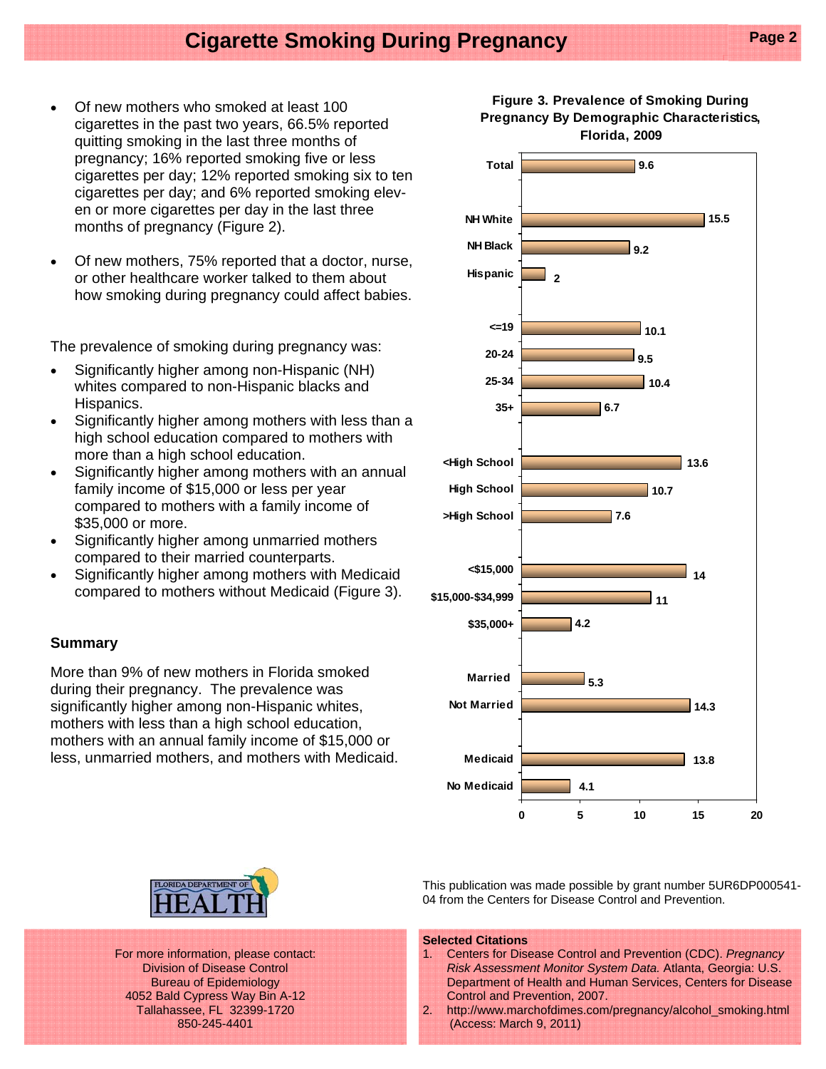# Cigarette Smoking During Pregnancy

- Of new mothers who smoked at least 100 cigarettes in the past two years, 66.5% reported quitting smoking in the last three months of pregnancy; 16% reported smoking five or less cigarettes per day; 12% reported smoking six to ten cigarettes per day; and 6% reported smoking eleven or more cigarettes per day in the last three months of pregnancy (Figure 2).
- Of new mothers, 75% reported that a doctor, nurse, or other healthcare worker talked to them about how smoking during pregnancy could affect babies.

The prevalence of smoking during pregnancy was:

- Significantly higher among non-Hispanic (NH) whites compared to non-Hispanic blacks and Hispanics.
- Significantly higher among mothers with less than a high school education compared to mothers with more than a high school education.
- Significantly higher among mothers with an annual family income of $15,000 or less per year compared to mothers with a family income of $35,000 or more.
- Significantly higher among unmarried mothers compared to their married counterparts.
- Significantly higher among mothers with Medicaid compared to mothers without Medicaid (Figure 3).

## Summary

More than 9% of new mothers in Florida smoked during their pregnancy. The prevalence was significantly higher among non-Hispanic whites, mothers with less than a high school education, mothers with an annual family income of $15,000 or less, unmarried mothers, and mothers with Medicaid.

**Figure 3. Prevalence of Smoking During Pregnancy By Demographic Characteristics, Florida, 2009**

Total 9.6
NH White 15.5
NH Black 9.2
Hispanic 2
<=19 10.1
20-24 9.5
25-34 10.4
35+ 6.7
<High School 13.6
High School 10.7
>High School 7.6
<$15,000 14
$15,000-$34,999 11
$35,000+ 4.2
Married 5.3
Not Married 14.3
Medicaid 13.8
No Medicaid 4.1

0 5 10 15 20

FLORIDA DEPARTMENT OF HEALTH

This publication was made possible by grant number 5UR6DP000541-04 from the Centers for Disease Control and Prevention.

For more information, please contact:
Division of Disease Control
Bureau of Epidemiology
4052 Bald Cypress Way Bin A-12
Tallahassee, FL 32399-1720
850-245-4401

**Selected Citations**

1. Centers for Disease Control and Prevention (CDC). *Pregnancy Risk Assessment Monitor System Data.* Atlanta, Georgia: U.S. Department of Health and Human Services, Centers for Disease Control and Prevention, 2007.
2. http://www.marchofdimes.com/pregnancy/alcohol_smoking.html (Access: March 9, 2011)